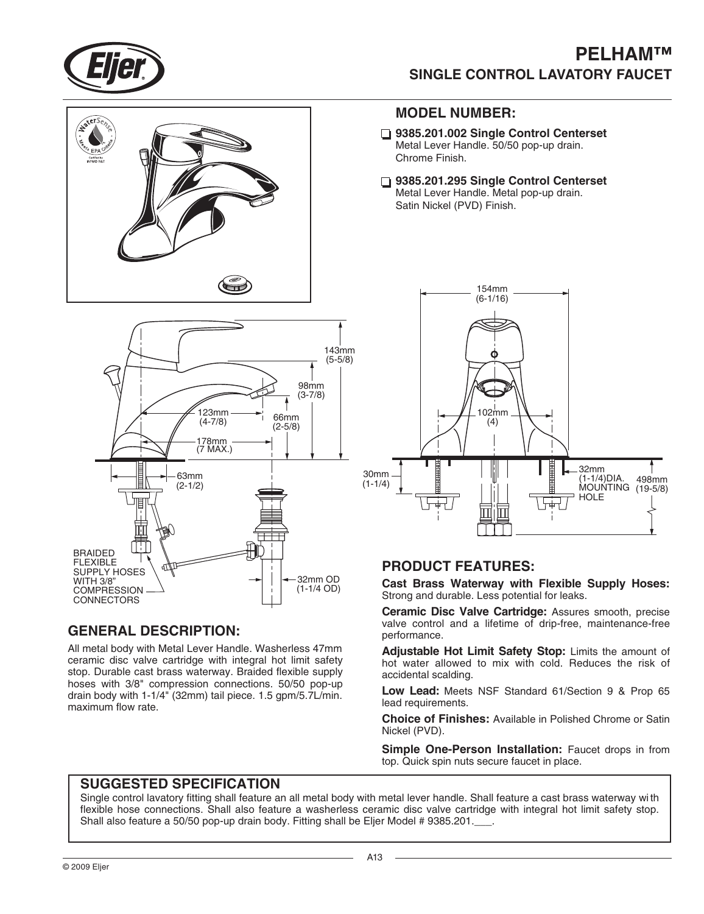# PELHAM™

## SINGLE CONTROL LAVATORY FAUCET

## MODEL NUMBER:

- ❑ **9385.201.002 Single Control Centerset**
  Metal Lever Handle. 50/50 pop-up drain.
  Chrome Finish.
- ❑ **9385.201.295 Single Control Centerset**
  Metal Lever Handle. Metal pop-up drain.
  Satin Nickel (PVD) Finish.

154mm (6-1/16)

143mm (5-5/8)

98mm (3-7/8)

123mm (4-7/8)

66mm (2-5/8)

178mm (7 MAX.)

102mm (4)

63mm (2-1/2)

30mm (1-1/4)

32mm (1-1/4)DIA. MOUNTING HOLE

498mm (19-5/8)

BRAIDED FLEXIBLE SUPPLY HOSES WITH 3/8" COMPRESSION CONNECTORS

32mm OD (1-1/4 OD)

## GENERAL DESCRIPTION:

All metal body with Metal Lever Handle. Washerless 47mm ceramic disc valve cartridge with integral hot limit safety stop. Durable cast brass waterway. Braided flexible supply hoses with 3/8" compression connections. 50/50 pop-up drain body with 1-1/4" (32mm) tail piece. 1.5 gpm/5.7L/min. maximum flow rate.

## PRODUCT FEATURES:

**Cast Brass Waterway with Flexible Supply Hoses:** Strong and durable. Less potential for leaks.

**Ceramic Disc Valve Cartridge:** Assures smooth, precise valve control and a lifetime of drip-free, maintenance-free performance.

**Adjustable Hot Limit Safety Stop:** Limits the amount of hot water allowed to mix with cold. Reduces the risk of accidental scalding.

**Low Lead:** Meets NSF Standard 61/Section 9 & Prop 65 lead requirements.

**Choice of Finishes:** Available in Polished Chrome or Satin Nickel (PVD).

**Simple One-Person Installation:** Faucet drops in from top. Quick spin nuts secure faucet in place.

## SUGGESTED SPECIFICATION

Single control lavatory fitting shall feature an all metal body with metal lever handle. Shall feature a cast brass waterway with flexible hose connections. Shall also feature a washerless ceramic disc valve cartridge with integral hot limit safety stop. Shall also feature a 50/50 pop-up drain body. Fitting shall be Eljer Model # 9385.201.___.

© 2009 Eljer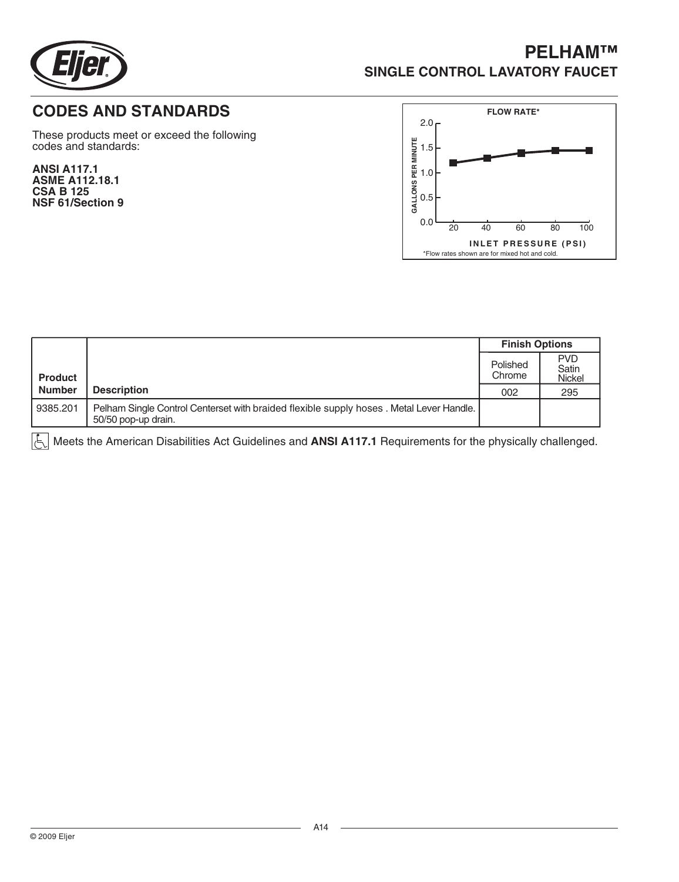# PELHAM™

## SINGLE CONTROL LAVATORY FAUCET

## CODES AND STANDARDS

These products meet or exceed the following codes and standards:

**ANSI A117.1**
**ASME A112.18.1**
**CSA B 125**
**NSF 61/Section 9**

FLOW RATE*

GALLONS PER MINUTE

2.0
1.5
1.0
0.5
0.0

20 40 60 80 100

INLET PRESSURE (PSI)

*Flow rates shown are for mixed hot and cold.

| Product Number | Description | Finish Options | |
|---|---|---|---|
| | | Polished Chrome | PVD Satin Nickel |
| | | 002 | 295 |
| 9385.201 | Pelham Single Control Centerset with braided flexible supply hoses . Metal Lever Handle. 50/50 pop-up drain. | | |

Meets the American Disabilities Act Guidelines and **ANSI A117.1** Requirements for the physically challenged.

© 2009 Eljer